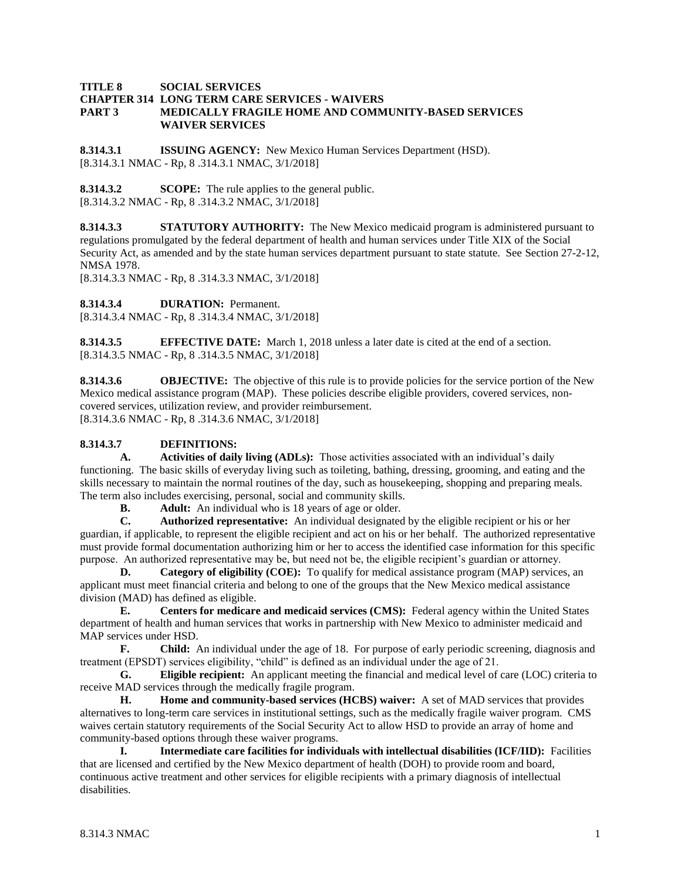**TITLE 8 SOCIAL SERVICES**
**CHAPTER 314 LONG TERM CARE SERVICES - WAIVERS**
**PART 3 MEDICALLY FRAGILE HOME AND COMMUNITY-BASED SERVICES WAIVER SERVICES**

**8.314.3.1 ISSUING AGENCY:** New Mexico Human Services Department (HSD).
[8.314.3.1 NMAC - Rp, 8 .314.3.1 NMAC, 3/1/2018]

**8.314.3.2 SCOPE:** The rule applies to the general public.
[8.314.3.2 NMAC - Rp, 8 .314.3.2 NMAC, 3/1/2018]

**8.314.3.3 STATUTORY AUTHORITY:** The New Mexico medicaid program is administered pursuant to regulations promulgated by the federal department of health and human services under Title XIX of the Social Security Act, as amended and by the state human services department pursuant to state statute. See Section 27-2-12, NMSA 1978.
[8.314.3.3 NMAC - Rp, 8 .314.3.3 NMAC, 3/1/2018]

**8.314.3.4 DURATION:** Permanent.
[8.314.3.4 NMAC - Rp, 8 .314.3.4 NMAC, 3/1/2018]

**8.314.3.5 EFFECTIVE DATE:** March 1, 2018 unless a later date is cited at the end of a section.
[8.314.3.5 NMAC - Rp, 8 .314.3.5 NMAC, 3/1/2018]

**8.314.3.6 OBJECTIVE:** The objective of this rule is to provide policies for the service portion of the New Mexico medical assistance program (MAP). These policies describe eligible providers, covered services, non-covered services, utilization review, and provider reimbursement.
[8.314.3.6 NMAC - Rp, 8 .314.3.6 NMAC, 3/1/2018]

**8.314.3.7 DEFINITIONS:**

**A. Activities of daily living (ADLs):** Those activities associated with an individual's daily functioning. The basic skills of everyday living such as toileting, bathing, dressing, grooming, and eating and the skills necessary to maintain the normal routines of the day, such as housekeeping, shopping and preparing meals. The term also includes exercising, personal, social and community skills.

**B. Adult:** An individual who is 18 years of age or older.

**C. Authorized representative:** An individual designated by the eligible recipient or his or her guardian, if applicable, to represent the eligible recipient and act on his or her behalf. The authorized representative must provide formal documentation authorizing him or her to access the identified case information for this specific purpose. An authorized representative may be, but need not be, the eligible recipient's guardian or attorney.

**D. Category of eligibility (COE):** To qualify for medical assistance program (MAP) services, an applicant must meet financial criteria and belong to one of the groups that the New Mexico medical assistance division (MAD) has defined as eligible.

**E. Centers for medicare and medicaid services (CMS):** Federal agency within the United States department of health and human services that works in partnership with New Mexico to administer medicaid and MAP services under HSD.

**F. Child:** An individual under the age of 18. For purpose of early periodic screening, diagnosis and treatment (EPSDT) services eligibility, "child" is defined as an individual under the age of 21.

**G. Eligible recipient:** An applicant meeting the financial and medical level of care (LOC) criteria to receive MAD services through the medically fragile program.

**H. Home and community-based services (HCBS) waiver:** A set of MAD services that provides alternatives to long-term care services in institutional settings, such as the medically fragile waiver program. CMS waives certain statutory requirements of the Social Security Act to allow HSD to provide an array of home and community-based options through these waiver programs.

**I. Intermediate care facilities for individuals with intellectual disabilities (ICF/IID):** Facilities that are licensed and certified by the New Mexico department of health (DOH) to provide room and board, continuous active treatment and other services for eligible recipients with a primary diagnosis of intellectual disabilities.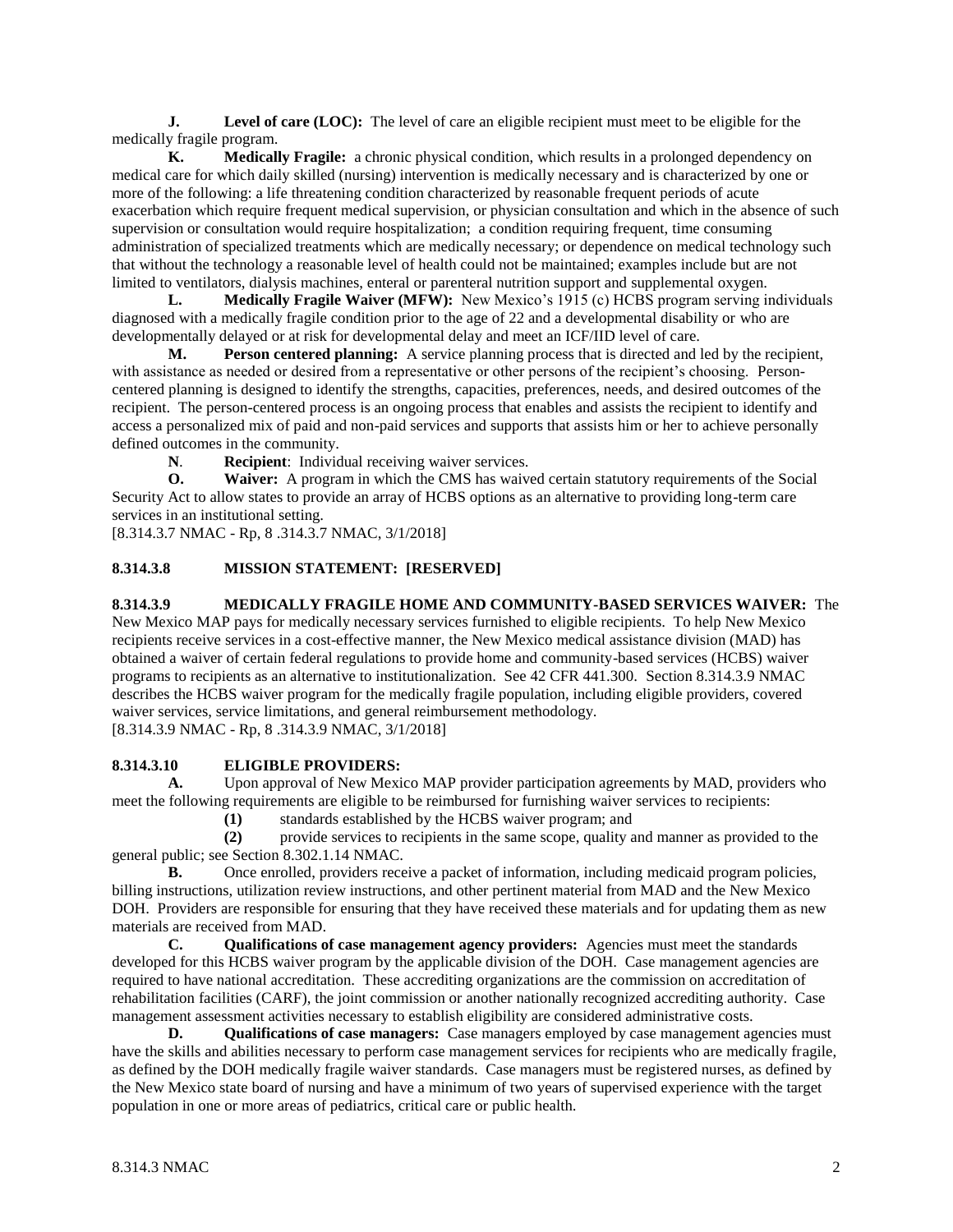**J.** **Level of care (LOC):** The level of care an eligible recipient must meet to be eligible for the medically fragile program.

**K.** **Medically Fragile:** a chronic physical condition, which results in a prolonged dependency on medical care for which daily skilled (nursing) intervention is medically necessary and is characterized by one or more of the following: a life threatening condition characterized by reasonable frequent periods of acute exacerbation which require frequent medical supervision, or physician consultation and which in the absence of such supervision or consultation would require hospitalization; a condition requiring frequent, time consuming administration of specialized treatments which are medically necessary; or dependence on medical technology such that without the technology a reasonable level of health could not be maintained; examples include but are not limited to ventilators, dialysis machines, enteral or parenteral nutrition support and supplemental oxygen.

**L.** **Medically Fragile Waiver (MFW):** New Mexico's 1915 (c) HCBS program serving individuals diagnosed with a medically fragile condition prior to the age of 22 and a developmental disability or who are developmentally delayed or at risk for developmental delay and meet an ICF/IID level of care.

**M.** **Person centered planning:** A service planning process that is directed and led by the recipient, with assistance as needed or desired from a representative or other persons of the recipient's choosing. Person-centered planning is designed to identify the strengths, capacities, preferences, needs, and desired outcomes of the recipient. The person-centered process is an ongoing process that enables and assists the recipient to identify and access a personalized mix of paid and non-paid services and supports that assists him or her to achieve personally defined outcomes in the community.

**N**. **Recipient**: Individual receiving waiver services.

**O.** **Waiver:** A program in which the CMS has waived certain statutory requirements of the Social Security Act to allow states to provide an array of HCBS options as an alternative to providing long-term care services in an institutional setting.

[8.314.3.7 NMAC - Rp, 8 .314.3.7 NMAC, 3/1/2018]

**8.314.3.8 MISSION STATEMENT: [RESERVED]**

**8.314.3.9 MEDICALLY FRAGILE HOME AND COMMUNITY-BASED SERVICES WAIVER:** The New Mexico MAP pays for medically necessary services furnished to eligible recipients. To help New Mexico recipients receive services in a cost-effective manner, the New Mexico medical assistance division (MAD) has obtained a waiver of certain federal regulations to provide home and community-based services (HCBS) waiver programs to recipients as an alternative to institutionalization. See 42 CFR 441.300. Section 8.314.3.9 NMAC describes the HCBS waiver program for the medically fragile population, including eligible providers, covered waiver services, service limitations, and general reimbursement methodology.

[8.314.3.9 NMAC - Rp, 8 .314.3.9 NMAC, 3/1/2018]

**8.314.3.10 ELIGIBLE PROVIDERS:**

**A.** Upon approval of New Mexico MAP provider participation agreements by MAD, providers who meet the following requirements are eligible to be reimbursed for furnishing waiver services to recipients:

**(1)** standards established by the HCBS waiver program; and

**(2)** provide services to recipients in the same scope, quality and manner as provided to the general public; see Section 8.302.1.14 NMAC.

**B.** Once enrolled, providers receive a packet of information, including medicaid program policies, billing instructions, utilization review instructions, and other pertinent material from MAD and the New Mexico DOH. Providers are responsible for ensuring that they have received these materials and for updating them as new materials are received from MAD.

**C.** **Qualifications of case management agency providers:** Agencies must meet the standards developed for this HCBS waiver program by the applicable division of the DOH. Case management agencies are required to have national accreditation. These accrediting organizations are the commission on accreditation of rehabilitation facilities (CARF), the joint commission or another nationally recognized accrediting authority. Case management assessment activities necessary to establish eligibility are considered administrative costs.

**D.** **Qualifications of case managers:** Case managers employed by case management agencies must have the skills and abilities necessary to perform case management services for recipients who are medically fragile, as defined by the DOH medically fragile waiver standards. Case managers must be registered nurses, as defined by the New Mexico state board of nursing and have a minimum of two years of supervised experience with the target population in one or more areas of pediatrics, critical care or public health.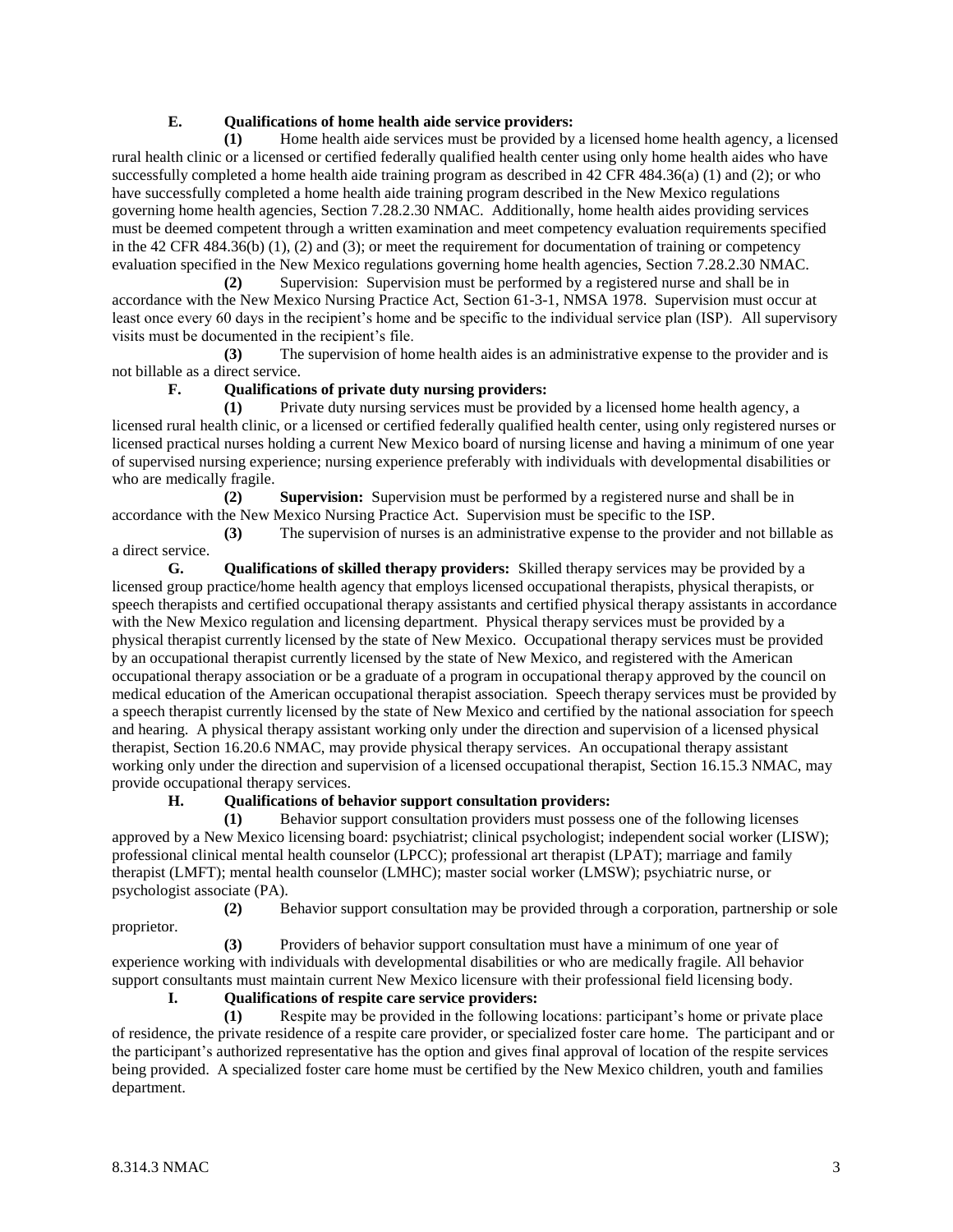**E. Qualifications of home health aide service providers:**

**(1)** Home health aide services must be provided by a licensed home health agency, a licensed rural health clinic or a licensed or certified federally qualified health center using only home health aides who have successfully completed a home health aide training program as described in 42 CFR 484.36(a) (1) and (2); or who have successfully completed a home health aide training program described in the New Mexico regulations governing home health agencies, Section 7.28.2.30 NMAC. Additionally, home health aides providing services must be deemed competent through a written examination and meet competency evaluation requirements specified in the 42 CFR 484.36(b) (1), (2) and (3); or meet the requirement for documentation of training or competency evaluation specified in the New Mexico regulations governing home health agencies, Section 7.28.2.30 NMAC.

**(2)** Supervision: Supervision must be performed by a registered nurse and shall be in accordance with the New Mexico Nursing Practice Act, Section 61-3-1, NMSA 1978. Supervision must occur at least once every 60 days in the recipient's home and be specific to the individual service plan (ISP). All supervisory visits must be documented in the recipient's file.

**(3)** The supervision of home health aides is an administrative expense to the provider and is not billable as a direct service.

**F. Qualifications of private duty nursing providers:**

**(1)** Private duty nursing services must be provided by a licensed home health agency, a licensed rural health clinic, or a licensed or certified federally qualified health center, using only registered nurses or licensed practical nurses holding a current New Mexico board of nursing license and having a minimum of one year of supervised nursing experience; nursing experience preferably with individuals with developmental disabilities or who are medically fragile.

**(2)** **Supervision:** Supervision must be performed by a registered nurse and shall be in accordance with the New Mexico Nursing Practice Act. Supervision must be specific to the ISP.

**(3)** The supervision of nurses is an administrative expense to the provider and not billable as a direct service.

**G. Qualifications of skilled therapy providers:** Skilled therapy services may be provided by a licensed group practice/home health agency that employs licensed occupational therapists, physical therapists, or speech therapists and certified occupational therapy assistants and certified physical therapy assistants in accordance with the New Mexico regulation and licensing department. Physical therapy services must be provided by a physical therapist currently licensed by the state of New Mexico. Occupational therapy services must be provided by an occupational therapist currently licensed by the state of New Mexico, and registered with the American occupational therapy association or be a graduate of a program in occupational therapy approved by the council on medical education of the American occupational therapist association. Speech therapy services must be provided by a speech therapist currently licensed by the state of New Mexico and certified by the national association for speech and hearing. A physical therapy assistant working only under the direction and supervision of a licensed physical therapist, Section 16.20.6 NMAC, may provide physical therapy services. An occupational therapy assistant working only under the direction and supervision of a licensed occupational therapist, Section 16.15.3 NMAC, may provide occupational therapy services.

**H. Qualifications of behavior support consultation providers:**

**(1)** Behavior support consultation providers must possess one of the following licenses approved by a New Mexico licensing board: psychiatrist; clinical psychologist; independent social worker (LISW); professional clinical mental health counselor (LPCC); professional art therapist (LPAT); marriage and family therapist (LMFT); mental health counselor (LMHC); master social worker (LMSW); psychiatric nurse, or psychologist associate (PA).

**(2)** Behavior support consultation may be provided through a corporation, partnership or sole proprietor.

**(3)** Providers of behavior support consultation must have a minimum of one year of experience working with individuals with developmental disabilities or who are medically fragile. All behavior support consultants must maintain current New Mexico licensure with their professional field licensing body.

**I. Qualifications of respite care service providers:**

**(1)** Respite may be provided in the following locations: participant's home or private place of residence, the private residence of a respite care provider, or specialized foster care home. The participant and or the participant's authorized representative has the option and gives final approval of location of the respite services being provided. A specialized foster care home must be certified by the New Mexico children, youth and families department.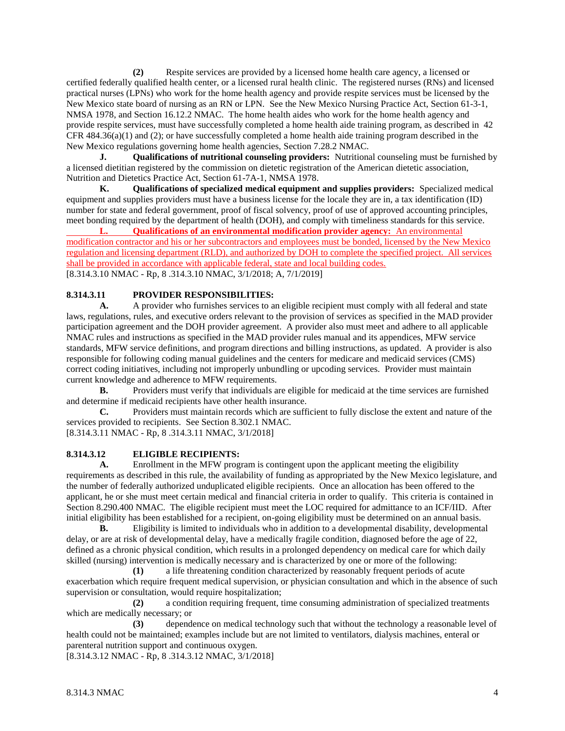**(2)** Respite services are provided by a licensed home health care agency, a licensed or certified federally qualified health center, or a licensed rural health clinic. The registered nurses (RNs) and licensed practical nurses (LPNs) who work for the home health agency and provide respite services must be licensed by the New Mexico state board of nursing as an RN or LPN. See the New Mexico Nursing Practice Act, Section 61-3-1, NMSA 1978, and Section 16.12.2 NMAC. The home health aides who work for the home health agency and provide respite services, must have successfully completed a home health aide training program, as described in 42 CFR 484.36(a)(1) and (2); or have successfully completed a home health aide training program described in the New Mexico regulations governing home health agencies, Section 7.28.2 NMAC.

**J. Qualifications of nutritional counseling providers:** Nutritional counseling must be furnished by a licensed dietitian registered by the commission on dietetic registration of the American dietetic association, Nutrition and Dietetics Practice Act, Section 61-7A-1, NMSA 1978.

**K. Qualifications of specialized medical equipment and supplies providers:** Specialized medical equipment and supplies providers must have a business license for the locale they are in, a tax identification (ID) number for state and federal government, proof of fiscal solvency, proof of use of approved accounting principles, meet bonding required by the department of health (DOH), and comply with timeliness standards for this service.

**L. Qualifications of an environmental modification provider agency:** An environmental modification contractor and his or her subcontractors and employees must be bonded, licensed by the New Mexico regulation and licensing department (RLD), and authorized by DOH to complete the specified project. All services shall be provided in accordance with applicable federal, state and local building codes.

[8.314.3.10 NMAC - Rp, 8 .314.3.10 NMAC, 3/1/2018; A, 7/1/2019]

**8.314.3.11 PROVIDER RESPONSIBILITIES:**

**A.** A provider who furnishes services to an eligible recipient must comply with all federal and state laws, regulations, rules, and executive orders relevant to the provision of services as specified in the MAD provider participation agreement and the DOH provider agreement. A provider also must meet and adhere to all applicable NMAC rules and instructions as specified in the MAD provider rules manual and its appendices, MFW service standards, MFW service definitions, and program directions and billing instructions, as updated. A provider is also responsible for following coding manual guidelines and the centers for medicare and medicaid services (CMS) correct coding initiatives, including not improperly unbundling or upcoding services. Provider must maintain current knowledge and adherence to MFW requirements.

**B.** Providers must verify that individuals are eligible for medicaid at the time services are furnished and determine if medicaid recipients have other health insurance.

**C.** Providers must maintain records which are sufficient to fully disclose the extent and nature of the services provided to recipients. See Section 8.302.1 NMAC.

[8.314.3.11 NMAC - Rp, 8 .314.3.11 NMAC, 3/1/2018]

**8.314.3.12 ELIGIBLE RECIPIENTS:**

**A.** Enrollment in the MFW program is contingent upon the applicant meeting the eligibility requirements as described in this rule, the availability of funding as appropriated by the New Mexico legislature, and the number of federally authorized unduplicated eligible recipients. Once an allocation has been offered to the applicant, he or she must meet certain medical and financial criteria in order to qualify. This criteria is contained in Section 8.290.400 NMAC. The eligible recipient must meet the LOC required for admittance to an ICF/IID. After initial eligibility has been established for a recipient, on-going eligibility must be determined on an annual basis.

**B.** Eligibility is limited to individuals who in addition to a developmental disability, developmental delay, or are at risk of developmental delay, have a medically fragile condition, diagnosed before the age of 22, defined as a chronic physical condition, which results in a prolonged dependency on medical care for which daily skilled (nursing) intervention is medically necessary and is characterized by one or more of the following:

**(1)** a life threatening condition characterized by reasonably frequent periods of acute exacerbation which require frequent medical supervision, or physician consultation and which in the absence of such supervision or consultation, would require hospitalization;

**(2)** a condition requiring frequent, time consuming administration of specialized treatments which are medically necessary; or

**(3)** dependence on medical technology such that without the technology a reasonable level of health could not be maintained; examples include but are not limited to ventilators, dialysis machines, enteral or parenteral nutrition support and continuous oxygen.

[8.314.3.12 NMAC - Rp, 8 .314.3.12 NMAC, 3/1/2018]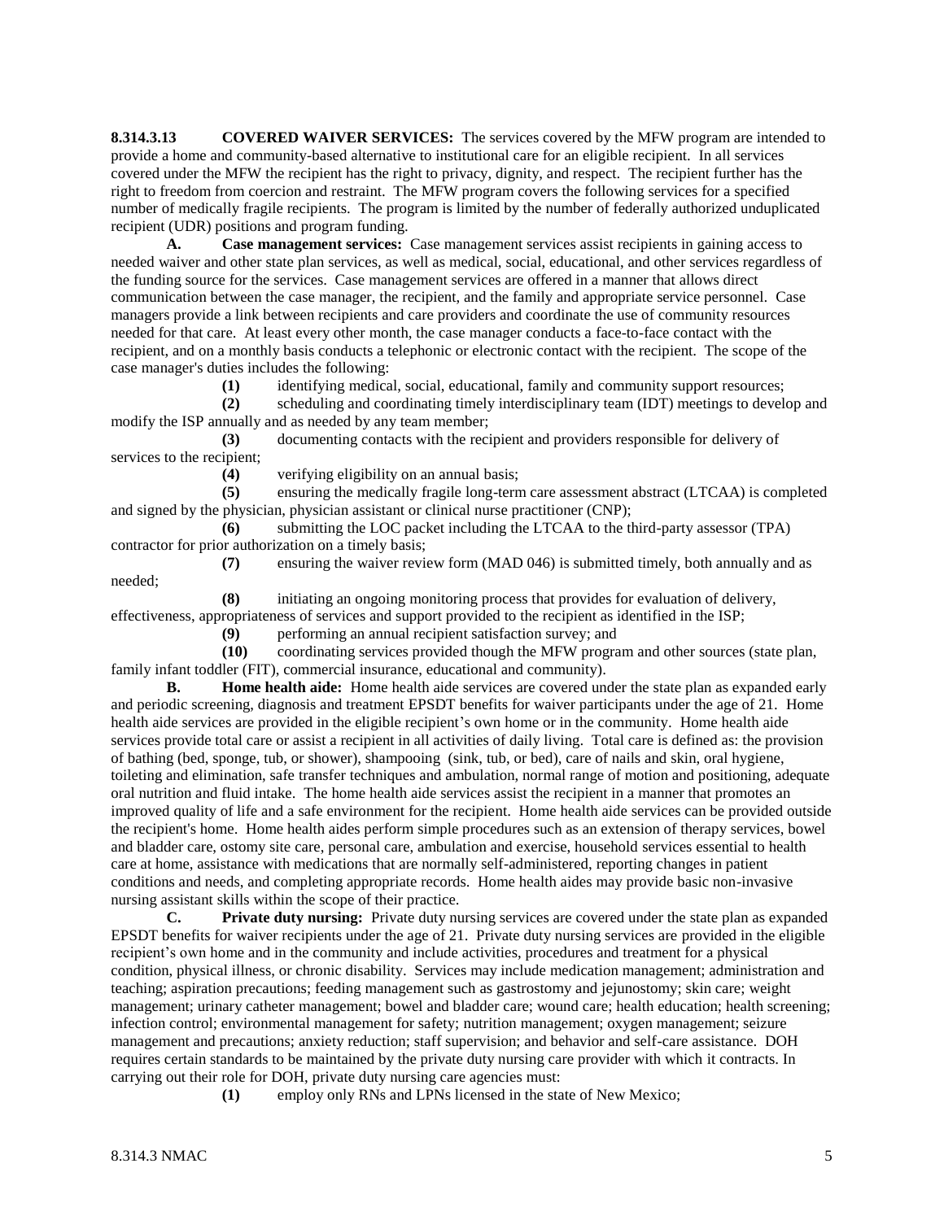**8.314.3.13 COVERED WAIVER SERVICES:** The services covered by the MFW program are intended to provide a home and community-based alternative to institutional care for an eligible recipient. In all services covered under the MFW the recipient has the right to privacy, dignity, and respect. The recipient further has the right to freedom from coercion and restraint. The MFW program covers the following services for a specified number of medically fragile recipients. The program is limited by the number of federally authorized unduplicated recipient (UDR) positions and program funding.

**A. Case management services:** Case management services assist recipients in gaining access to needed waiver and other state plan services, as well as medical, social, educational, and other services regardless of the funding source for the services. Case management services are offered in a manner that allows direct communication between the case manager, the recipient, and the family and appropriate service personnel. Case managers provide a link between recipients and care providers and coordinate the use of community resources needed for that care. At least every other month, the case manager conducts a face-to-face contact with the recipient, and on a monthly basis conducts a telephonic or electronic contact with the recipient. The scope of the case manager's duties includes the following:

**(1)** identifying medical, social, educational, family and community support resources;

**(2)** scheduling and coordinating timely interdisciplinary team (IDT) meetings to develop and modify the ISP annually and as needed by any team member;

**(3)** documenting contacts with the recipient and providers responsible for delivery of services to the recipient;

**(4)** verifying eligibility on an annual basis;

**(5)** ensuring the medically fragile long-term care assessment abstract (LTCAA) is completed and signed by the physician, physician assistant or clinical nurse practitioner (CNP);

**(6)** submitting the LOC packet including the LTCAA to the third-party assessor (TPA) contractor for prior authorization on a timely basis;

**(7)** ensuring the waiver review form (MAD 046) is submitted timely, both annually and as needed;

**(8)** initiating an ongoing monitoring process that provides for evaluation of delivery, effectiveness, appropriateness of services and support provided to the recipient as identified in the ISP;

**(9)** performing an annual recipient satisfaction survey; and

**(10)** coordinating services provided though the MFW program and other sources (state plan, family infant toddler (FIT), commercial insurance, educational and community).

**B. Home health aide:** Home health aide services are covered under the state plan as expanded early and periodic screening, diagnosis and treatment EPSDT benefits for waiver participants under the age of 21. Home health aide services are provided in the eligible recipient's own home or in the community. Home health aide services provide total care or assist a recipient in all activities of daily living. Total care is defined as: the provision of bathing (bed, sponge, tub, or shower), shampooing (sink, tub, or bed), care of nails and skin, oral hygiene, toileting and elimination, safe transfer techniques and ambulation, normal range of motion and positioning, adequate oral nutrition and fluid intake. The home health aide services assist the recipient in a manner that promotes an improved quality of life and a safe environment for the recipient. Home health aide services can be provided outside the recipient's home. Home health aides perform simple procedures such as an extension of therapy services, bowel and bladder care, ostomy site care, personal care, ambulation and exercise, household services essential to health care at home, assistance with medications that are normally self-administered, reporting changes in patient conditions and needs, and completing appropriate records. Home health aides may provide basic non-invasive nursing assistant skills within the scope of their practice.

**C. Private duty nursing:** Private duty nursing services are covered under the state plan as expanded EPSDT benefits for waiver recipients under the age of 21. Private duty nursing services are provided in the eligible recipient's own home and in the community and include activities, procedures and treatment for a physical condition, physical illness, or chronic disability. Services may include medication management; administration and teaching; aspiration precautions; feeding management such as gastrostomy and jejunostomy; skin care; weight management; urinary catheter management; bowel and bladder care; wound care; health education; health screening; infection control; environmental management for safety; nutrition management; oxygen management; seizure management and precautions; anxiety reduction; staff supervision; and behavior and self-care assistance. DOH requires certain standards to be maintained by the private duty nursing care provider with which it contracts. In carrying out their role for DOH, private duty nursing care agencies must:

**(1)** employ only RNs and LPNs licensed in the state of New Mexico;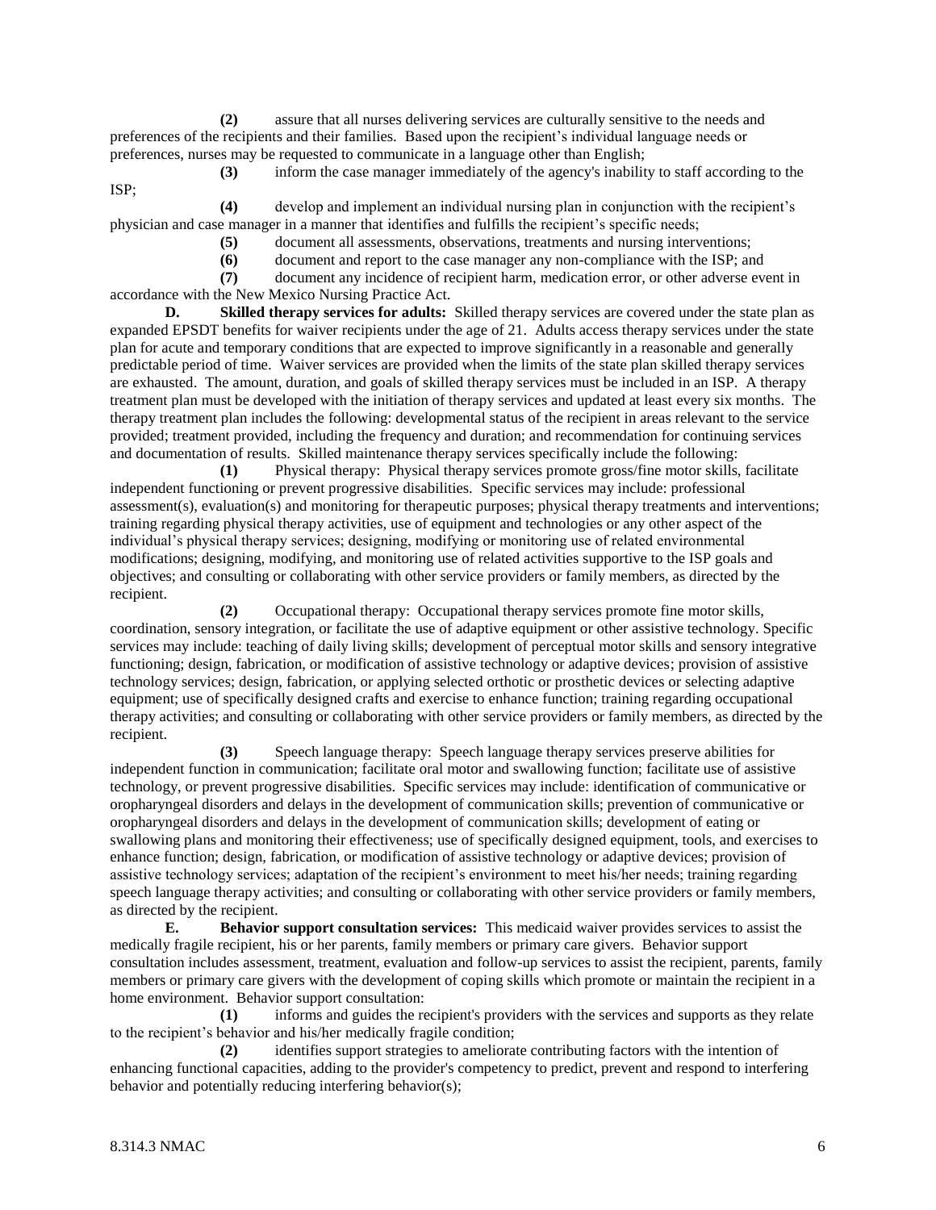**(2)** assure that all nurses delivering services are culturally sensitive to the needs and preferences of the recipients and their families. Based upon the recipient's individual language needs or preferences, nurses may be requested to communicate in a language other than English;

**(3)** inform the case manager immediately of the agency's inability to staff according to the ISP;

**(4)** develop and implement an individual nursing plan in conjunction with the recipient's physician and case manager in a manner that identifies and fulfills the recipient's specific needs;

**(5)** document all assessments, observations, treatments and nursing interventions;

**(6)** document and report to the case manager any non-compliance with the ISP; and

**(7)** document any incidence of recipient harm, medication error, or other adverse event in accordance with the New Mexico Nursing Practice Act.

**D. Skilled therapy services for adults:** Skilled therapy services are covered under the state plan as expanded EPSDT benefits for waiver recipients under the age of 21. Adults access therapy services under the state plan for acute and temporary conditions that are expected to improve significantly in a reasonable and generally predictable period of time. Waiver services are provided when the limits of the state plan skilled therapy services are exhausted. The amount, duration, and goals of skilled therapy services must be included in an ISP. A therapy treatment plan must be developed with the initiation of therapy services and updated at least every six months. The therapy treatment plan includes the following: developmental status of the recipient in areas relevant to the service provided; treatment provided, including the frequency and duration; and recommendation for continuing services and documentation of results. Skilled maintenance therapy services specifically include the following:

**(1)** Physical therapy: Physical therapy services promote gross/fine motor skills, facilitate independent functioning or prevent progressive disabilities. Specific services may include: professional assessment(s), evaluation(s) and monitoring for therapeutic purposes; physical therapy treatments and interventions; training regarding physical therapy activities, use of equipment and technologies or any other aspect of the individual's physical therapy services; designing, modifying or monitoring use of related environmental modifications; designing, modifying, and monitoring use of related activities supportive to the ISP goals and objectives; and consulting or collaborating with other service providers or family members, as directed by the recipient.

**(2)** Occupational therapy: Occupational therapy services promote fine motor skills, coordination, sensory integration, or facilitate the use of adaptive equipment or other assistive technology. Specific services may include: teaching of daily living skills; development of perceptual motor skills and sensory integrative functioning; design, fabrication, or modification of assistive technology or adaptive devices; provision of assistive technology services; design, fabrication, or applying selected orthotic or prosthetic devices or selecting adaptive equipment; use of specifically designed crafts and exercise to enhance function; training regarding occupational therapy activities; and consulting or collaborating with other service providers or family members, as directed by the recipient.

**(3)** Speech language therapy: Speech language therapy services preserve abilities for independent function in communication; facilitate oral motor and swallowing function; facilitate use of assistive technology, or prevent progressive disabilities. Specific services may include: identification of communicative or oropharyngeal disorders and delays in the development of communication skills; prevention of communicative or oropharyngeal disorders and delays in the development of communication skills; development of eating or swallowing plans and monitoring their effectiveness; use of specifically designed equipment, tools, and exercises to enhance function; design, fabrication, or modification of assistive technology or adaptive devices; provision of assistive technology services; adaptation of the recipient's environment to meet his/her needs; training regarding speech language therapy activities; and consulting or collaborating with other service providers or family members, as directed by the recipient.

**E. Behavior support consultation services:** This medicaid waiver provides services to assist the medically fragile recipient, his or her parents, family members or primary care givers. Behavior support consultation includes assessment, treatment, evaluation and follow-up services to assist the recipient, parents, family members or primary care givers with the development of coping skills which promote or maintain the recipient in a home environment. Behavior support consultation:

**(1)** informs and guides the recipient's providers with the services and supports as they relate to the recipient's behavior and his/her medically fragile condition;

**(2)** identifies support strategies to ameliorate contributing factors with the intention of enhancing functional capacities, adding to the provider's competency to predict, prevent and respond to interfering behavior and potentially reducing interfering behavior(s);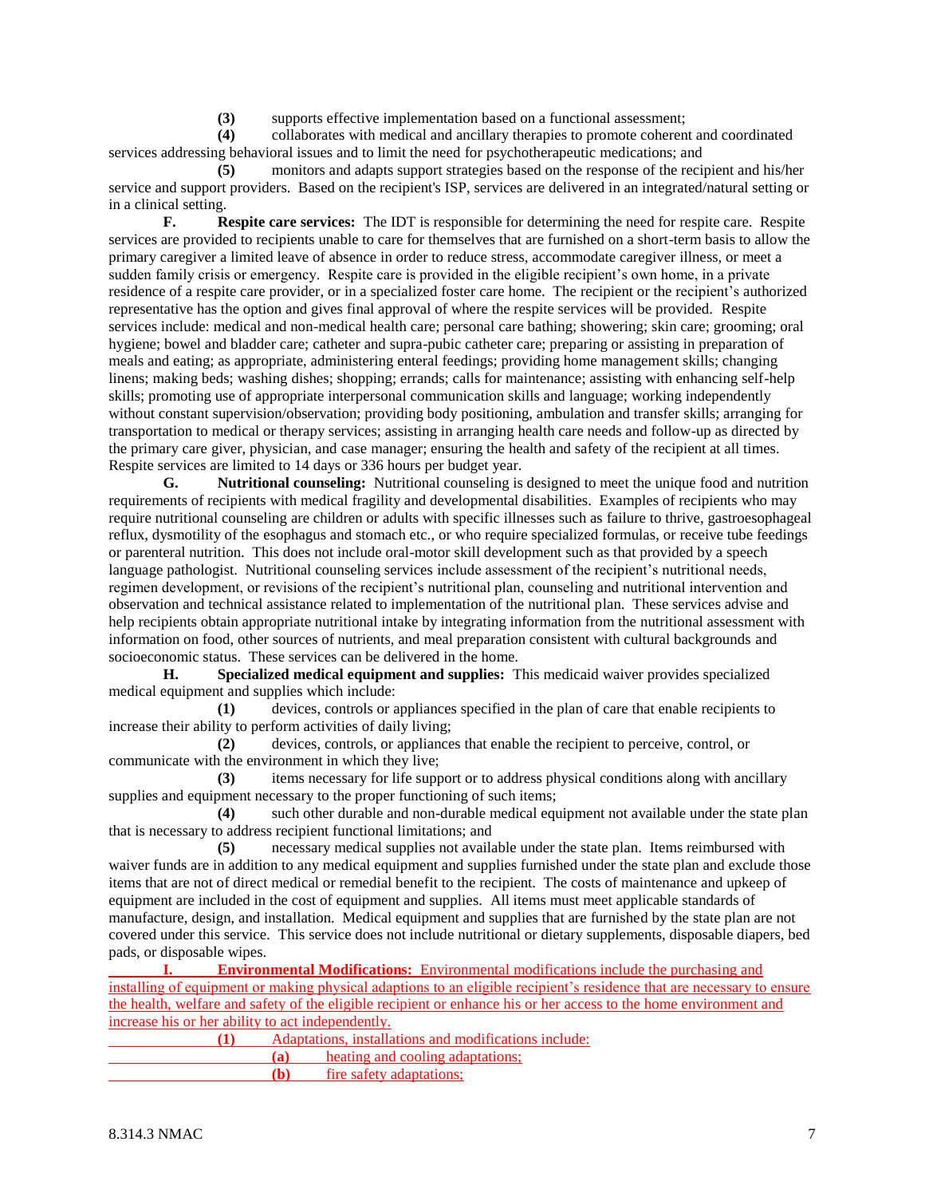**(3)** supports effective implementation based on a functional assessment;

**(4)** collaborates with medical and ancillary therapies to promote coherent and coordinated services addressing behavioral issues and to limit the need for psychotherapeutic medications; and

**(5)** monitors and adapts support strategies based on the response of the recipient and his/her service and support providers. Based on the recipient's ISP, services are delivered in an integrated/natural setting or in a clinical setting.

**F. Respite care services:** The IDT is responsible for determining the need for respite care. Respite services are provided to recipients unable to care for themselves that are furnished on a short-term basis to allow the primary caregiver a limited leave of absence in order to reduce stress, accommodate caregiver illness, or meet a sudden family crisis or emergency. Respite care is provided in the eligible recipient's own home, in a private residence of a respite care provider, or in a specialized foster care home. The recipient or the recipient's authorized representative has the option and gives final approval of where the respite services will be provided. Respite services include: medical and non-medical health care; personal care bathing; showering; skin care; grooming; oral hygiene; bowel and bladder care; catheter and supra-pubic catheter care; preparing or assisting in preparation of meals and eating; as appropriate, administering enteral feedings; providing home management skills; changing linens; making beds; washing dishes; shopping; errands; calls for maintenance; assisting with enhancing self-help skills; promoting use of appropriate interpersonal communication skills and language; working independently without constant supervision/observation; providing body positioning, ambulation and transfer skills; arranging for transportation to medical or therapy services; assisting in arranging health care needs and follow-up as directed by the primary care giver, physician, and case manager; ensuring the health and safety of the recipient at all times. Respite services are limited to 14 days or 336 hours per budget year.

**G. Nutritional counseling:** Nutritional counseling is designed to meet the unique food and nutrition requirements of recipients with medical fragility and developmental disabilities. Examples of recipients who may require nutritional counseling are children or adults with specific illnesses such as failure to thrive, gastroesophageal reflux, dysmotility of the esophagus and stomach etc., or who require specialized formulas, or receive tube feedings or parenteral nutrition. This does not include oral-motor skill development such as that provided by a speech language pathologist. Nutritional counseling services include assessment of the recipient's nutritional needs, regimen development, or revisions of the recipient's nutritional plan, counseling and nutritional intervention and observation and technical assistance related to implementation of the nutritional plan. These services advise and help recipients obtain appropriate nutritional intake by integrating information from the nutritional assessment with information on food, other sources of nutrients, and meal preparation consistent with cultural backgrounds and socioeconomic status. These services can be delivered in the home.

**H. Specialized medical equipment and supplies:** This medicaid waiver provides specialized medical equipment and supplies which include:

**(1)** devices, controls or appliances specified in the plan of care that enable recipients to increase their ability to perform activities of daily living;

**(2)** devices, controls, or appliances that enable the recipient to perceive, control, or communicate with the environment in which they live;

**(3)** items necessary for life support or to address physical conditions along with ancillary supplies and equipment necessary to the proper functioning of such items;

**(4)** such other durable and non-durable medical equipment not available under the state plan that is necessary to address recipient functional limitations; and

**(5)** necessary medical supplies not available under the state plan. Items reimbursed with waiver funds are in addition to any medical equipment and supplies furnished under the state plan and exclude those items that are not of direct medical or remedial benefit to the recipient. The costs of maintenance and upkeep of equipment are included in the cost of equipment and supplies. All items must meet applicable standards of manufacture, design, and installation. Medical equipment and supplies that are furnished by the state plan are not covered under this service. This service does not include nutritional or dietary supplements, disposable diapers, bed pads, or disposable wipes.

**I. Environmental Modifications:** Environmental modifications include the purchasing and installing of equipment or making physical adaptions to an eligible recipient's residence that are necessary to ensure the health, welfare and safety of the eligible recipient or enhance his or her access to the home environment and increase his or her ability to act independently.

**(1)** Adaptations, installations and modifications include:

**(a)** heating and cooling adaptations;

**(b)** fire safety adaptations;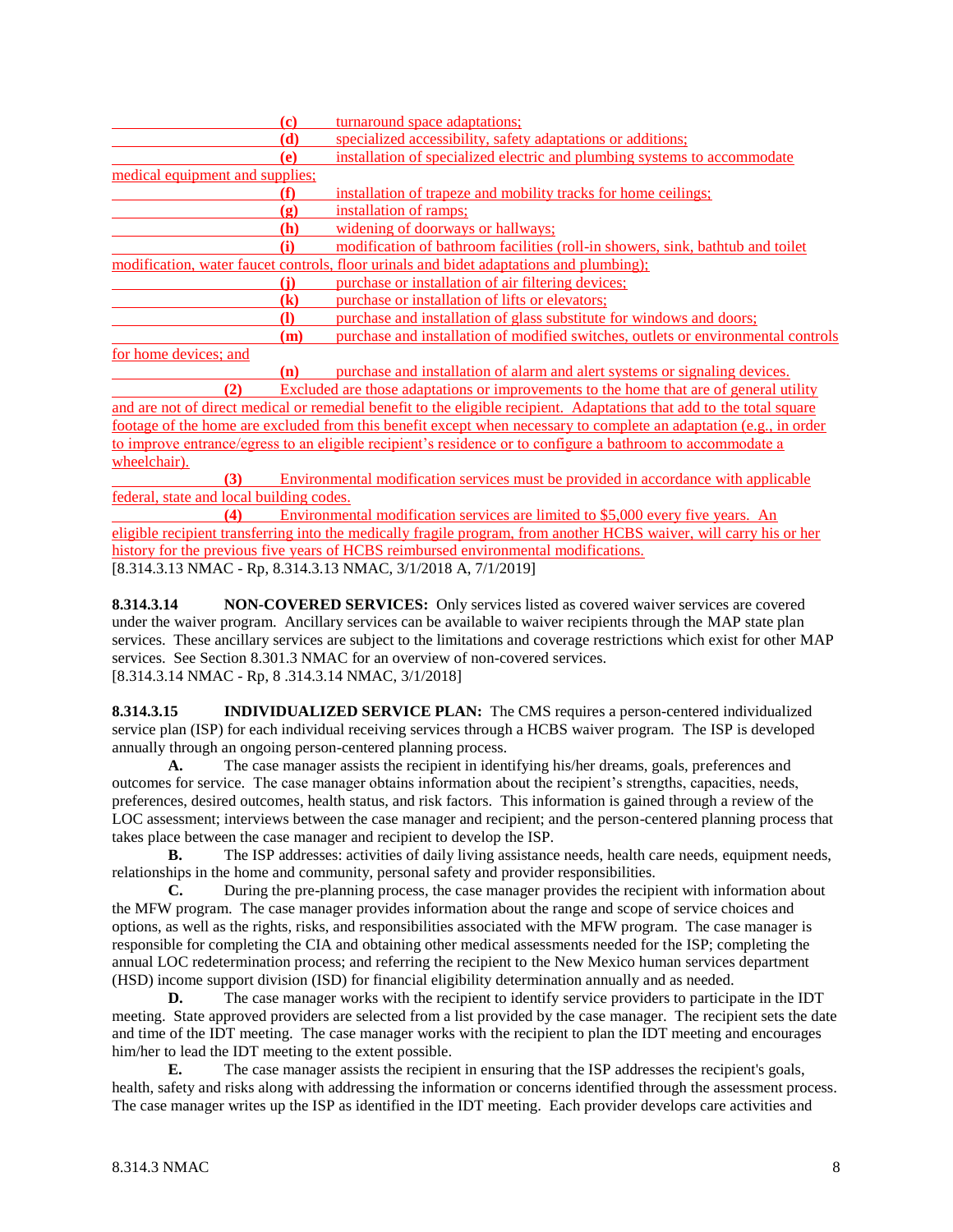(c) turnaround space adaptations;

(d) specialized accessibility, safety adaptations or additions;

(e) installation of specialized electric and plumbing systems to accommodate medical equipment and supplies;

(f) installation of trapeze and mobility tracks for home ceilings;

(g) installation of ramps;

(h) widening of doorways or hallways;

(i) modification of bathroom facilities (roll-in showers, sink, bathtub and toilet modification, water faucet controls, floor urinals and bidet adaptations and plumbing);

(j) purchase or installation of air filtering devices;

(k) purchase or installation of lifts or elevators;

(l) purchase and installation of glass substitute for windows and doors;

(m) purchase and installation of modified switches, outlets or environmental controls for home devices; and

(n) purchase and installation of alarm and alert systems or signaling devices.

(2) Excluded are those adaptations or improvements to the home that are of general utility and are not of direct medical or remedial benefit to the eligible recipient. Adaptations that add to the total square footage of the home are excluded from this benefit except when necessary to complete an adaptation (e.g., in order to improve entrance/egress to an eligible recipient's residence or to configure a bathroom to accommodate a wheelchair).

(3) Environmental modification services must be provided in accordance with applicable federal, state and local building codes.

(4) Environmental modification services are limited to $5,000 every five years. An eligible recipient transferring into the medically fragile program, from another HCBS waiver, will carry his or her history for the previous five years of HCBS reimbursed environmental modifications.

[8.314.3.13 NMAC - Rp, 8.314.3.13 NMAC, 3/1/2018 A, 7/1/2019]

**8.314.3.14 NON-COVERED SERVICES:** Only services listed as covered waiver services are covered under the waiver program. Ancillary services can be available to waiver recipients through the MAP state plan services. These ancillary services are subject to the limitations and coverage restrictions which exist for other MAP services. See Section 8.301.3 NMAC for an overview of non-covered services.

[8.314.3.14 NMAC - Rp, 8 .314.3.14 NMAC, 3/1/2018]

**8.314.3.15 INDIVIDUALIZED SERVICE PLAN:** The CMS requires a person-centered individualized service plan (ISP) for each individual receiving services through a HCBS waiver program. The ISP is developed annually through an ongoing person-centered planning process.

**A.** The case manager assists the recipient in identifying his/her dreams, goals, preferences and outcomes for service. The case manager obtains information about the recipient's strengths, capacities, needs, preferences, desired outcomes, health status, and risk factors. This information is gained through a review of the LOC assessment; interviews between the case manager and recipient; and the person-centered planning process that takes place between the case manager and recipient to develop the ISP.

**B.** The ISP addresses: activities of daily living assistance needs, health care needs, equipment needs, relationships in the home and community, personal safety and provider responsibilities.

**C.** During the pre-planning process, the case manager provides the recipient with information about the MFW program. The case manager provides information about the range and scope of service choices and options, as well as the rights, risks, and responsibilities associated with the MFW program. The case manager is responsible for completing the CIA and obtaining other medical assessments needed for the ISP; completing the annual LOC redetermination process; and referring the recipient to the New Mexico human services department (HSD) income support division (ISD) for financial eligibility determination annually and as needed.

**D.** The case manager works with the recipient to identify service providers to participate in the IDT meeting. State approved providers are selected from a list provided by the case manager. The recipient sets the date and time of the IDT meeting. The case manager works with the recipient to plan the IDT meeting and encourages him/her to lead the IDT meeting to the extent possible.

**E.** The case manager assists the recipient in ensuring that the ISP addresses the recipient's goals, health, safety and risks along with addressing the information or concerns identified through the assessment process. The case manager writes up the ISP as identified in the IDT meeting. Each provider develops care activities and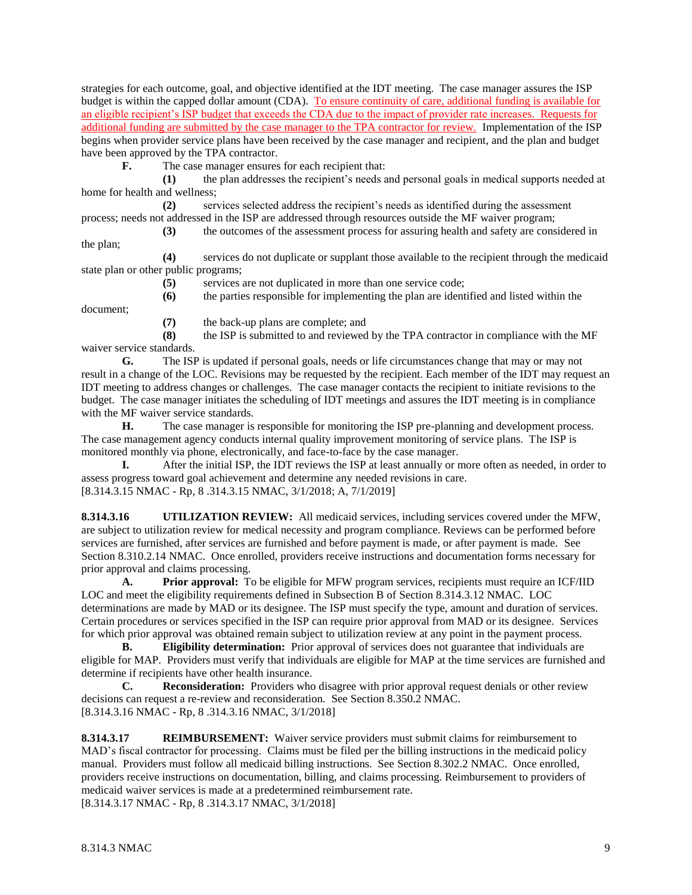strategies for each outcome, goal, and objective identified at the IDT meeting. The case manager assures the ISP budget is within the capped dollar amount (CDA). To ensure continuity of care, additional funding is available for an eligible recipient's ISP budget that exceeds the CDA due to the impact of provider rate increases. Requests for additional funding are submitted by the case manager to the TPA contractor for review. Implementation of the ISP begins when provider service plans have been received by the case manager and recipient, and the plan and budget have been approved by the TPA contractor.

**F.** The case manager ensures for each recipient that:

**(1)** the plan addresses the recipient's needs and personal goals in medical supports needed at home for health and wellness;

**(2)** services selected address the recipient's needs as identified during the assessment process; needs not addressed in the ISP are addressed through resources outside the MF waiver program;

**(3)** the outcomes of the assessment process for assuring health and safety are considered in the plan;

**(4)** services do not duplicate or supplant those available to the recipient through the medicaid state plan or other public programs;

**(5)** services are not duplicated in more than one service code;

**(6)** the parties responsible for implementing the plan are identified and listed within the document;

**(7)** the back-up plans are complete; and

**(8)** the ISP is submitted to and reviewed by the TPA contractor in compliance with the MF waiver service standards.

**G.** The ISP is updated if personal goals, needs or life circumstances change that may or may not result in a change of the LOC. Revisions may be requested by the recipient. Each member of the IDT may request an IDT meeting to address changes or challenges. The case manager contacts the recipient to initiate revisions to the budget. The case manager initiates the scheduling of IDT meetings and assures the IDT meeting is in compliance with the MF waiver service standards.

**H.** The case manager is responsible for monitoring the ISP pre-planning and development process. The case management agency conducts internal quality improvement monitoring of service plans. The ISP is monitored monthly via phone, electronically, and face-to-face by the case manager.

**I.** After the initial ISP, the IDT reviews the ISP at least annually or more often as needed, in order to assess progress toward goal achievement and determine any needed revisions in care.

[8.314.3.15 NMAC - Rp, 8 .314.3.15 NMAC, 3/1/2018; A, 7/1/2019]

**8.314.3.16 UTILIZATION REVIEW:** All medicaid services, including services covered under the MFW, are subject to utilization review for medical necessity and program compliance. Reviews can be performed before services are furnished, after services are furnished and before payment is made, or after payment is made. See Section 8.310.2.14 NMAC. Once enrolled, providers receive instructions and documentation forms necessary for prior approval and claims processing.

**A. Prior approval:** To be eligible for MFW program services, recipients must require an ICF/IID LOC and meet the eligibility requirements defined in Subsection B of Section 8.314.3.12 NMAC. LOC determinations are made by MAD or its designee. The ISP must specify the type, amount and duration of services. Certain procedures or services specified in the ISP can require prior approval from MAD or its designee. Services for which prior approval was obtained remain subject to utilization review at any point in the payment process.

**B. Eligibility determination:** Prior approval of services does not guarantee that individuals are eligible for MAP. Providers must verify that individuals are eligible for MAP at the time services are furnished and determine if recipients have other health insurance.

**C. Reconsideration:** Providers who disagree with prior approval request denials or other review decisions can request a re-review and reconsideration. See Section 8.350.2 NMAC.

[8.314.3.16 NMAC - Rp, 8 .314.3.16 NMAC, 3/1/2018]

**8.314.3.17 REIMBURSEMENT:** Waiver service providers must submit claims for reimbursement to MAD's fiscal contractor for processing. Claims must be filed per the billing instructions in the medicaid policy manual. Providers must follow all medicaid billing instructions. See Section 8.302.2 NMAC. Once enrolled, providers receive instructions on documentation, billing, and claims processing. Reimbursement to providers of medicaid waiver services is made at a predetermined reimbursement rate.

[8.314.3.17 NMAC - Rp, 8 .314.3.17 NMAC, 3/1/2018]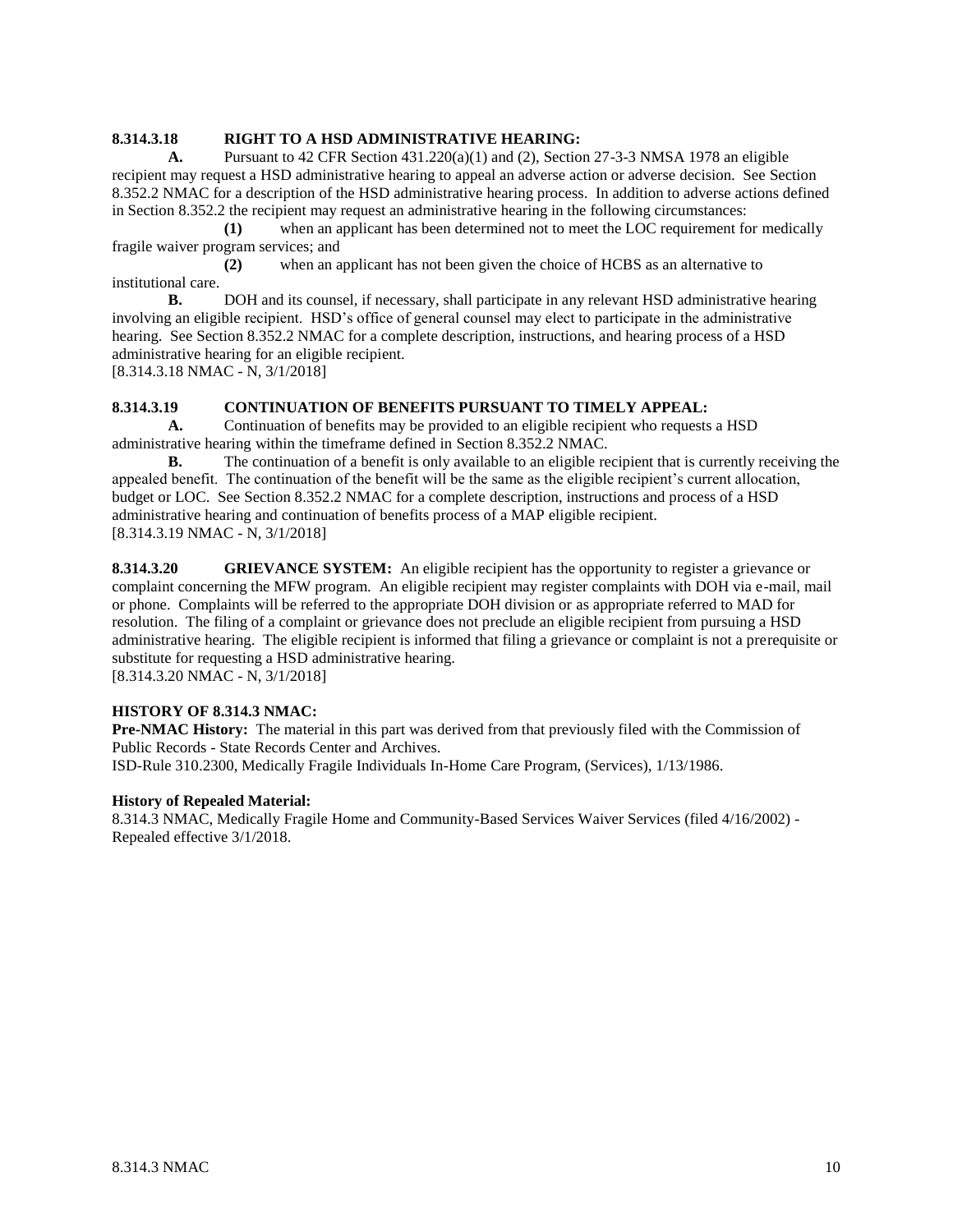**8.314.3.18 RIGHT TO A HSD ADMINISTRATIVE HEARING:**

**A.** Pursuant to 42 CFR Section 431.220(a)(1) and (2), Section 27-3-3 NMSA 1978 an eligible recipient may request a HSD administrative hearing to appeal an adverse action or adverse decision. See Section 8.352.2 NMAC for a description of the HSD administrative hearing process. In addition to adverse actions defined in Section 8.352.2 the recipient may request an administrative hearing in the following circumstances:

**(1)** when an applicant has been determined not to meet the LOC requirement for medically fragile waiver program services; and

**(2)** when an applicant has not been given the choice of HCBS as an alternative to institutional care.

**B.** DOH and its counsel, if necessary, shall participate in any relevant HSD administrative hearing involving an eligible recipient. HSD's office of general counsel may elect to participate in the administrative hearing. See Section 8.352.2 NMAC for a complete description, instructions, and hearing process of a HSD administrative hearing for an eligible recipient.

[8.314.3.18 NMAC - N, 3/1/2018]

**8.314.3.19 CONTINUATION OF BENEFITS PURSUANT TO TIMELY APPEAL:**

**A.** Continuation of benefits may be provided to an eligible recipient who requests a HSD administrative hearing within the timeframe defined in Section 8.352.2 NMAC.

**B.** The continuation of a benefit is only available to an eligible recipient that is currently receiving the appealed benefit. The continuation of the benefit will be the same as the eligible recipient's current allocation, budget or LOC. See Section 8.352.2 NMAC for a complete description, instructions and process of a HSD administrative hearing and continuation of benefits process of a MAP eligible recipient.

[8.314.3.19 NMAC - N, 3/1/2018]

**8.314.3.20 GRIEVANCE SYSTEM:** An eligible recipient has the opportunity to register a grievance or complaint concerning the MFW program. An eligible recipient may register complaints with DOH via e-mail, mail or phone. Complaints will be referred to the appropriate DOH division or as appropriate referred to MAD for resolution. The filing of a complaint or grievance does not preclude an eligible recipient from pursuing a HSD administrative hearing. The eligible recipient is informed that filing a grievance or complaint is not a prerequisite or substitute for requesting a HSD administrative hearing.

[8.314.3.20 NMAC - N, 3/1/2018]

**HISTORY OF 8.314.3 NMAC:**

**Pre-NMAC History:** The material in this part was derived from that previously filed with the Commission of Public Records - State Records Center and Archives.

ISD-Rule 310.2300, Medically Fragile Individuals In-Home Care Program, (Services), 1/13/1986.

**History of Repealed Material:**

8.314.3 NMAC, Medically Fragile Home and Community-Based Services Waiver Services (filed 4/16/2002) - Repealed effective 3/1/2018.